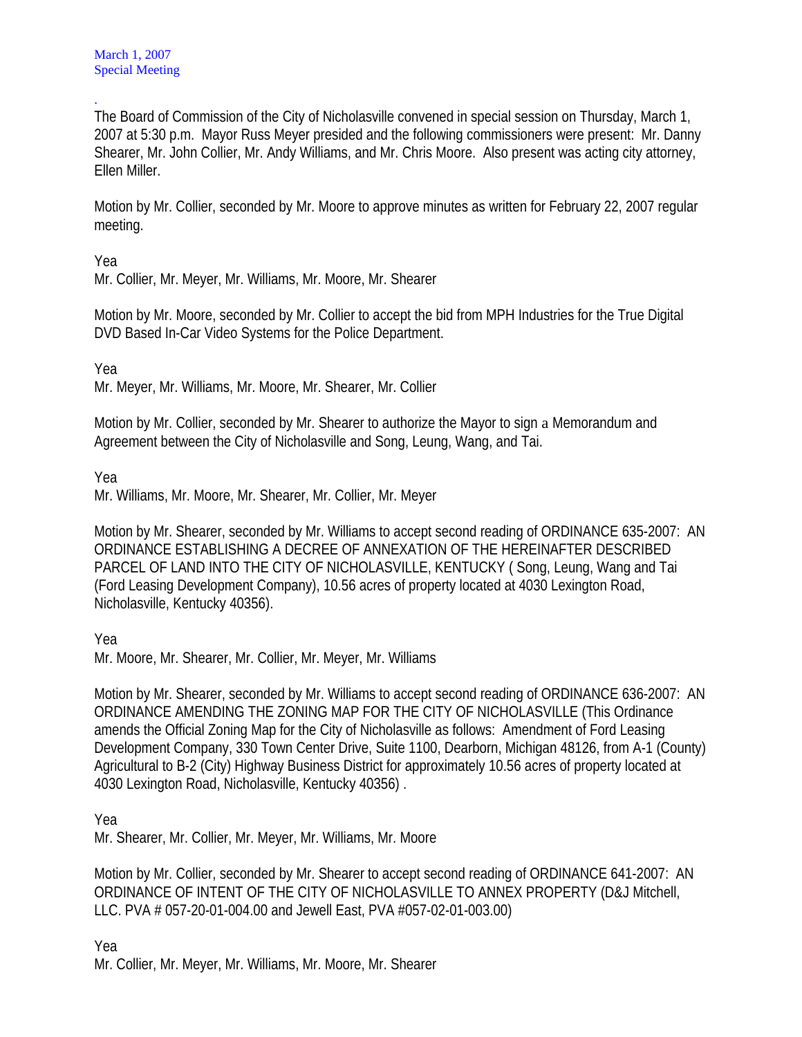March 1, 2007
Special Meeting

.
The Board of Commission of the City of Nicholasville convened in special session on Thursday, March 1, 2007 at 5:30 p.m. Mayor Russ Meyer presided and the following commissioners were present: Mr. Danny Shearer, Mr. John Collier, Mr. Andy Williams, and Mr. Chris Moore. Also present was acting city attorney, Ellen Miller.

Motion by Mr. Collier, seconded by Mr. Moore to approve minutes as written for February 22, 2007 regular meeting.

Yea
Mr. Collier, Mr. Meyer, Mr. Williams, Mr. Moore, Mr. Shearer

Motion by Mr. Moore, seconded by Mr. Collier to accept the bid from MPH Industries for the True Digital DVD Based In-Car Video Systems for the Police Department.

Yea
Mr. Meyer, Mr. Williams, Mr. Moore, Mr. Shearer, Mr. Collier

Motion by Mr. Collier, seconded by Mr. Shearer to authorize the Mayor to sign a Memorandum and Agreement between the City of Nicholasville and Song, Leung, Wang, and Tai.

Yea
Mr. Williams, Mr. Moore, Mr. Shearer, Mr. Collier, Mr. Meyer

Motion by Mr. Shearer, seconded by Mr. Williams to accept second reading of ORDINANCE 635-2007: AN ORDINANCE ESTABLISHING A DECREE OF ANNEXATION OF THE HEREINAFTER DESCRIBED PARCEL OF LAND INTO THE CITY OF NICHOLASVILLE, KENTUCKY ( Song, Leung, Wang and Tai (Ford Leasing Development Company), 10.56 acres of property located at 4030 Lexington Road, Nicholasville, Kentucky 40356).

Yea
Mr. Moore, Mr. Shearer, Mr. Collier, Mr. Meyer, Mr. Williams

Motion by Mr. Shearer, seconded by Mr. Williams to accept second reading of ORDINANCE 636-2007: AN ORDINANCE AMENDING THE ZONING MAP FOR THE CITY OF NICHOLASVILLE (This Ordinance amends the Official Zoning Map for the City of Nicholasville as follows: Amendment of Ford Leasing Development Company, 330 Town Center Drive, Suite 1100, Dearborn, Michigan 48126, from A-1 (County) Agricultural to B-2 (City) Highway Business District for approximately 10.56 acres of property located at 4030 Lexington Road, Nicholasville, Kentucky 40356) .

Yea
Mr. Shearer, Mr. Collier, Mr. Meyer, Mr. Williams, Mr. Moore

Motion by Mr. Collier, seconded by Mr. Shearer to accept second reading of ORDINANCE 641-2007: AN ORDINANCE OF INTENT OF THE CITY OF NICHOLASVILLE TO ANNEX PROPERTY (D&J Mitchell, LLC. PVA # 057-20-01-004.00 and Jewell East, PVA #057-02-01-003.00)

Yea
Mr. Collier, Mr. Meyer, Mr. Williams, Mr. Moore, Mr. Shearer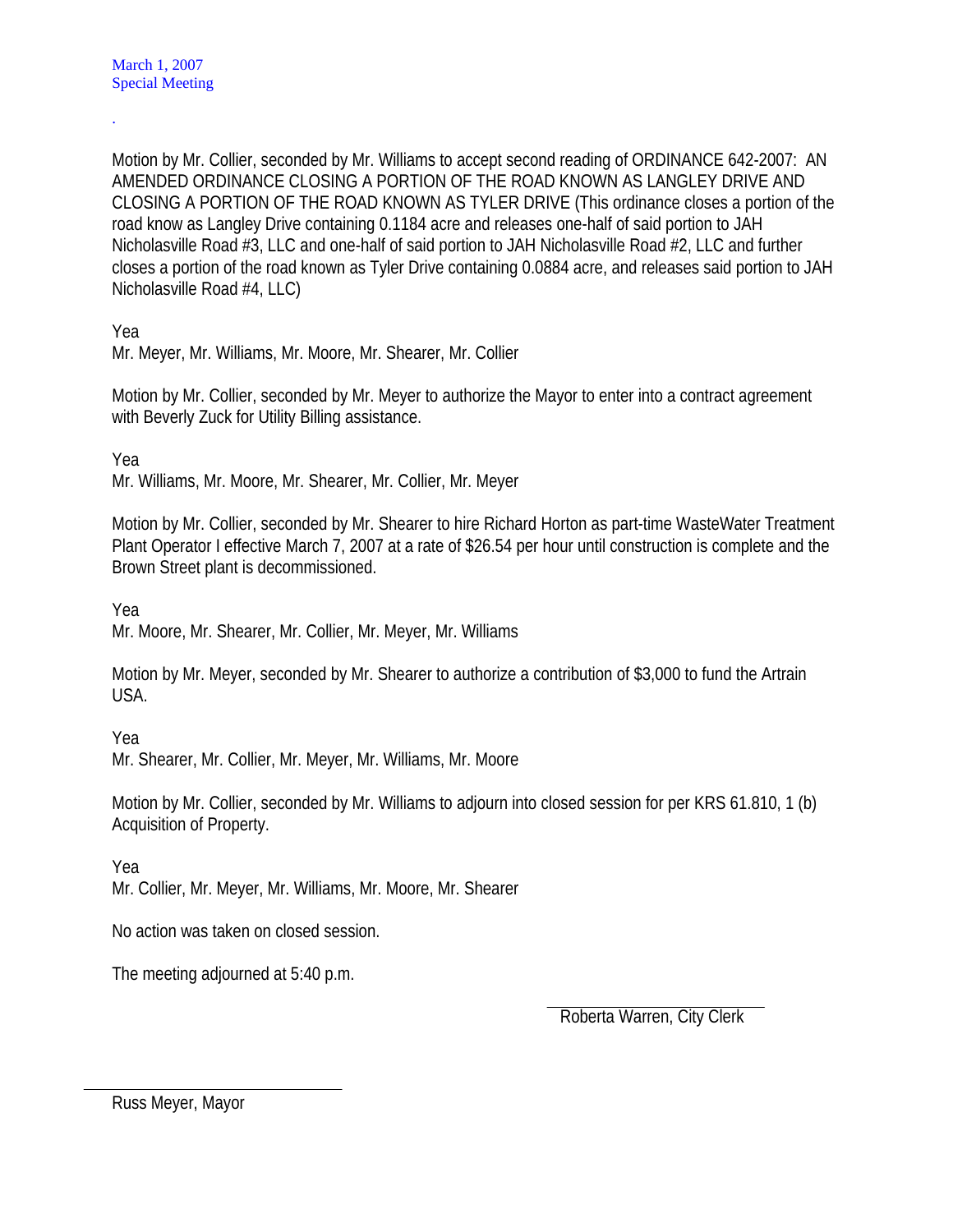March 1, 2007
Special Meeting

.

Motion by Mr. Collier, seconded by Mr. Williams to accept second reading of ORDINANCE 642-2007: AN AMENDED ORDINANCE CLOSING A PORTION OF THE ROAD KNOWN AS LANGLEY DRIVE AND CLOSING A PORTION OF THE ROAD KNOWN AS TYLER DRIVE (This ordinance closes a portion of the road know as Langley Drive containing 0.1184 acre and releases one-half of said portion to JAH Nicholasville Road #3, LLC and one-half of said portion to JAH Nicholasville Road #2, LLC and further closes a portion of the road known as Tyler Drive containing 0.0884 acre, and releases said portion to JAH Nicholasville Road #4, LLC)

Yea
Mr. Meyer, Mr. Williams, Mr. Moore, Mr. Shearer, Mr. Collier

Motion by Mr. Collier, seconded by Mr. Meyer to authorize the Mayor to enter into a contract agreement with Beverly Zuck for Utility Billing assistance.

Yea
Mr. Williams, Mr. Moore, Mr. Shearer, Mr. Collier, Mr. Meyer

Motion by Mr. Collier, seconded by Mr. Shearer to hire Richard Horton as part-time WasteWater Treatment Plant Operator I effective March 7, 2007 at a rate of $26.54 per hour until construction is complete and the Brown Street plant is decommissioned.

Yea
Mr. Moore, Mr. Shearer, Mr. Collier, Mr. Meyer, Mr. Williams

Motion by Mr. Meyer, seconded by Mr. Shearer to authorize a contribution of $3,000 to fund the Artrain USA.

Yea
Mr. Shearer, Mr. Collier, Mr. Meyer, Mr. Williams, Mr. Moore

Motion by Mr. Collier, seconded by Mr. Williams to adjourn into closed session for per KRS 61.810, 1 (b) Acquisition of Property.

Yea
Mr. Collier, Mr. Meyer, Mr. Williams, Mr. Moore, Mr. Shearer

No action was taken on closed session.

The meeting adjourned at 5:40 p.m.

Roberta Warren, City Clerk

Russ Meyer, Mayor